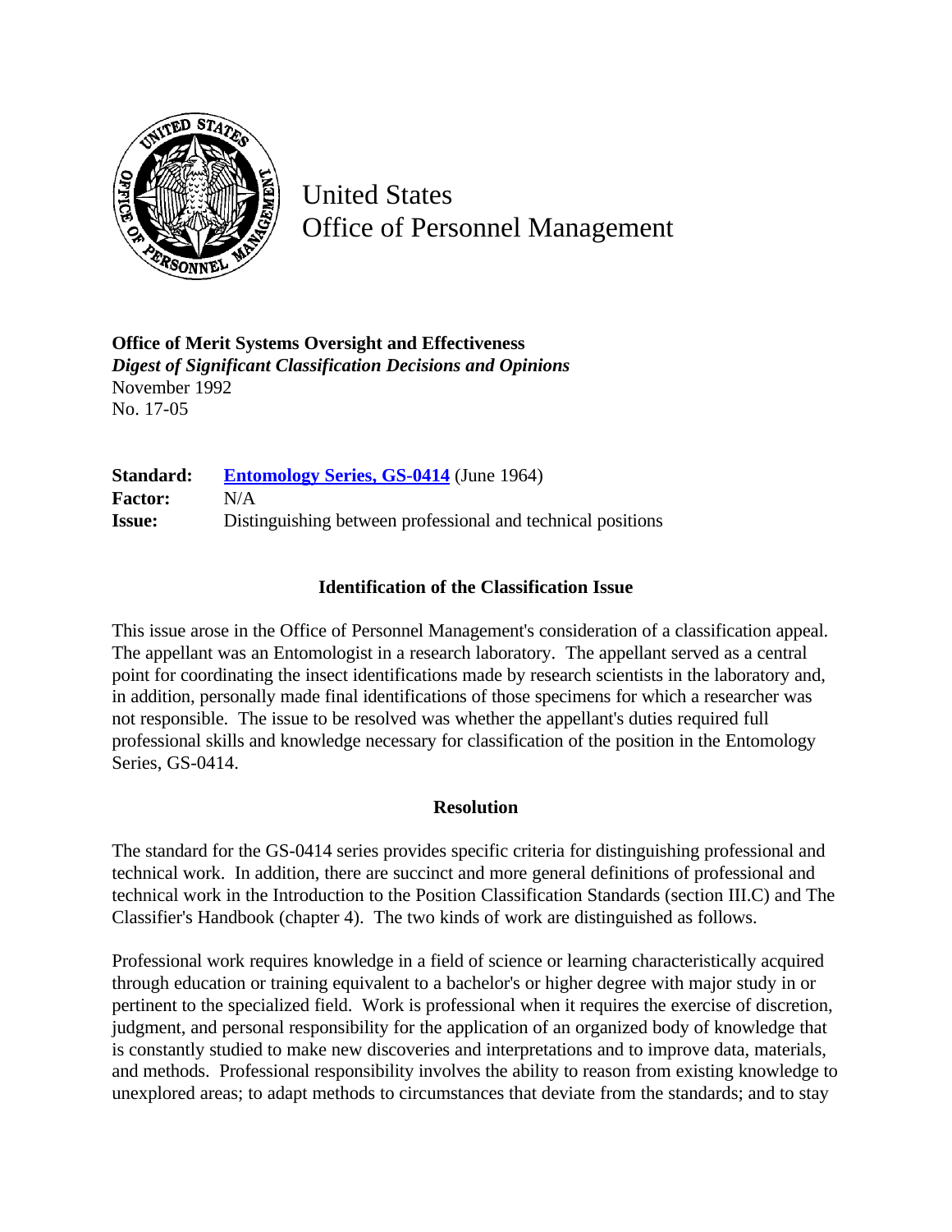# United States Office of Personnel Management

**Office of Merit Systems Oversight and Effectiveness**
***Digest of Significant Classification Decisions and Opinions***
November 1992
No. 17-05

| | |
|---|---|
| **Standard:** | **[Entomology Series, GS-0414](#)** (June 1964) |
| **Factor:** | N/A |
| **Issue:** | Distinguishing between professional and technical positions |

### Identification of the Classification Issue

This issue arose in the Office of Personnel Management's consideration of a classification appeal. The appellant was an Entomologist in a research laboratory. The appellant served as a central point for coordinating the insect identifications made by research scientists in the laboratory and, in addition, personally made final identifications of those specimens for which a researcher was not responsible. The issue to be resolved was whether the appellant's duties required full professional skills and knowledge necessary for classification of the position in the Entomology Series, GS-0414.

### Resolution

The standard for the GS-0414 series provides specific criteria for distinguishing professional and technical work. In addition, there are succinct and more general definitions of professional and technical work in the Introduction to the Position Classification Standards (section III.C) and The Classifier's Handbook (chapter 4). The two kinds of work are distinguished as follows.

Professional work requires knowledge in a field of science or learning characteristically acquired through education or training equivalent to a bachelor's or higher degree with major study in or pertinent to the specialized field. Work is professional when it requires the exercise of discretion, judgment, and personal responsibility for the application of an organized body of knowledge that is constantly studied to make new discoveries and interpretations and to improve data, materials, and methods. Professional responsibility involves the ability to reason from existing knowledge to unexplored areas; to adapt methods to circumstances that deviate from the standards; and to stay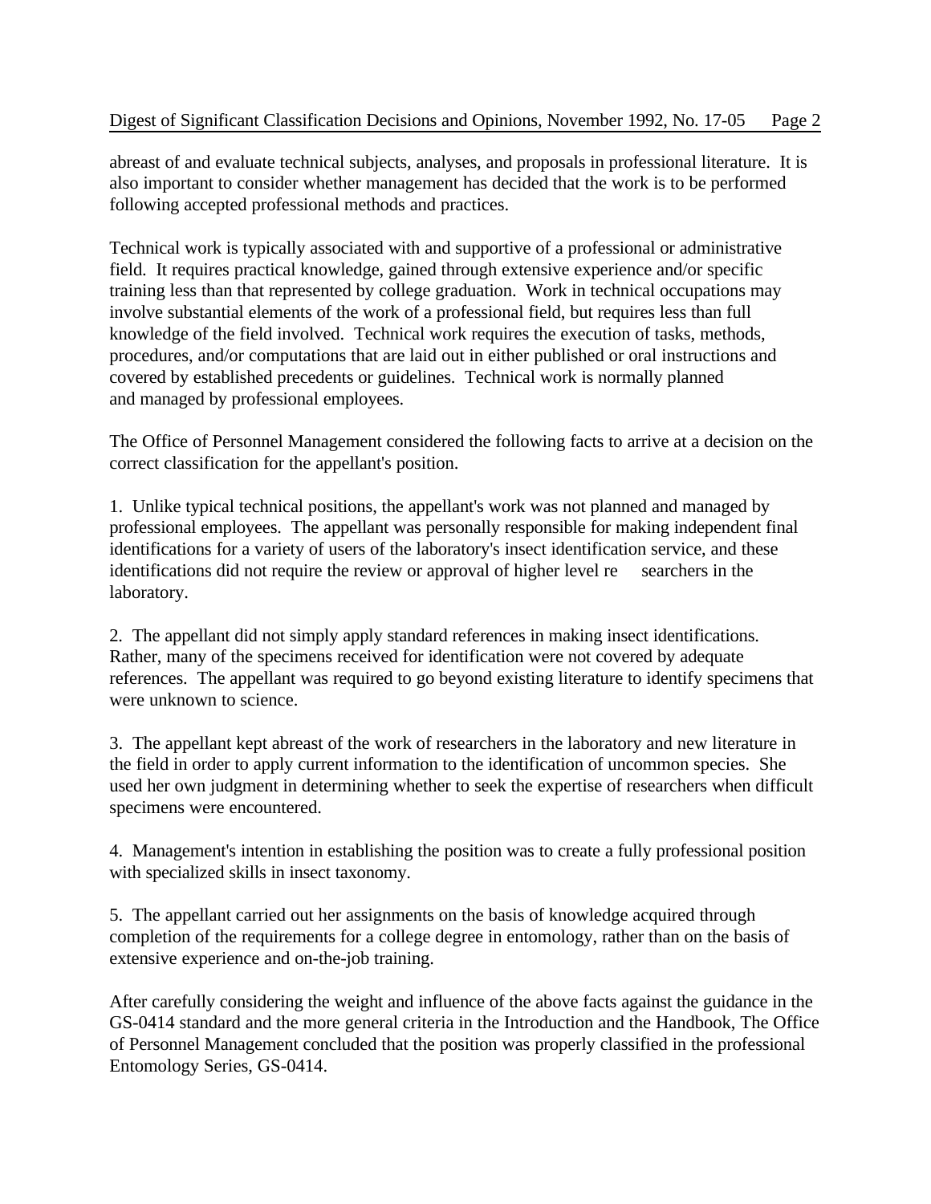abreast of and evaluate technical subjects, analyses, and proposals in professional literature. It is also important to consider whether management has decided that the work is to be performed following accepted professional methods and practices.

Technical work is typically associated with and supportive of a professional or administrative field. It requires practical knowledge, gained through extensive experience and/or specific training less than that represented by college graduation. Work in technical occupations may involve substantial elements of the work of a professional field, but requires less than full knowledge of the field involved. Technical work requires the execution of tasks, methods, procedures, and/or computations that are laid out in either published or oral instructions and covered by established precedents or guidelines. Technical work is normally planned and managed by professional employees.

The Office of Personnel Management considered the following facts to arrive at a decision on the correct classification for the appellant's position.

1. Unlike typical technical positions, the appellant's work was not planned and managed by professional employees. The appellant was personally responsible for making independent final identifications for a variety of users of the laboratory's insect identification service, and these identifications did not require the review or approval of higher level researchers in the laboratory.

2. The appellant did not simply apply standard references in making insect identifications. Rather, many of the specimens received for identification were not covered by adequate references. The appellant was required to go beyond existing literature to identify specimens that were unknown to science.

3. The appellant kept abreast of the work of researchers in the laboratory and new literature in the field in order to apply current information to the identification of uncommon species. She used her own judgment in determining whether to seek the expertise of researchers when difficult specimens were encountered.

4. Management's intention in establishing the position was to create a fully professional position with specialized skills in insect taxonomy.

5. The appellant carried out her assignments on the basis of knowledge acquired through completion of the requirements for a college degree in entomology, rather than on the basis of extensive experience and on-the-job training.

After carefully considering the weight and influence of the above facts against the guidance in the GS-0414 standard and the more general criteria in the Introduction and the Handbook, The Office of Personnel Management concluded that the position was properly classified in the professional Entomology Series, GS-0414.